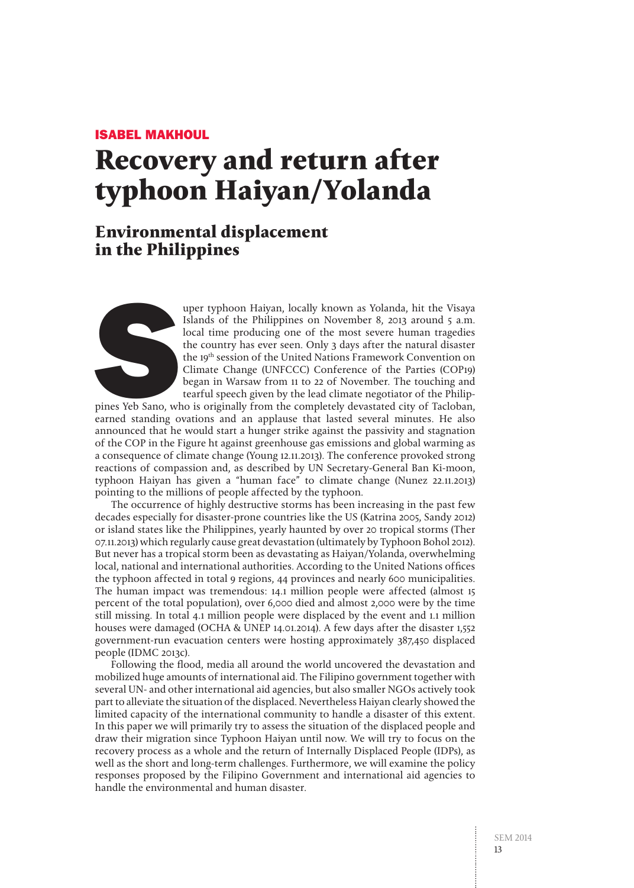**ISABEL MAKHOUL**

# Recovery and return after typhoon Haiyan/Yolanda

## Environmental displacement in the Philippines

Super typhoon Haiyan, locally known as Yolanda, hit the Visaya Islands of the Philippines on November 8, 2013 around 5 a.m. local time producing one of the most severe human tragedies the country has ever seen. Only 3 days after the natural disaster the 19th session of the United Nations Framework Convention on Climate Change (UNFCCC) Conference of the Parties (COP19) began in Warsaw from 11 to 22 of November. The touching and tearful speech given by the lead climate negotiator of the Philippines Yeb Sano, who is originally from the completely devastated city of Tacloban, earned standing ovations and an applause that lasted several minutes. He also announced that he would start a hunger strike against the passivity and stagnation of the COP in the Figure ht against greenhouse gas emissions and global warming as a consequence of climate change (Young 12.11.2013). The conference provoked strong reactions of compassion and, as described by UN Secretary-General Ban Ki-moon, typhoon Haiyan has given a "human face" to climate change (Nunez 22.11.2013) pointing to the millions of people affected by the typhoon.

The occurrence of highly destructive storms has been increasing in the past few decades especially for disaster-prone countries like the US (Katrina 2005, Sandy 2012) or island states like the Philippines, yearly haunted by over 20 tropical storms (Ther 07.11.2013) which regularly cause great devastation (ultimately by Typhoon Bohol 2012). But never has a tropical storm been as devastating as Haiyan/Yolanda, overwhelming local, national and international authorities. According to the United Nations offices the typhoon affected in total 9 regions, 44 provinces and nearly 600 municipalities. The human impact was tremendous: 14.1 million people were affected (almost 15 percent of the total population), over 6,000 died and almost 2,000 were by the time still missing. In total 4.1 million people were displaced by the event and 1.1 million houses were damaged (OCHA & UNEP 14.01.2014). A few days after the disaster 1,552 government-run evacuation centers were hosting approximately 387,450 displaced people (IDMC 2013c).

Following the flood, media all around the world uncovered the devastation and mobilized huge amounts of international aid. The Filipino government together with several UN- and other international aid agencies, but also smaller NGOs actively took part to alleviate the situation of the displaced. Nevertheless Haiyan clearly showed the limited capacity of the international community to handle a disaster of this extent. In this paper we will primarily try to assess the situation of the displaced people and draw their migration since Typhoon Haiyan until now. We will try to focus on the recovery process as a whole and the return of Internally Displaced People (IDPs), as well as the short and long-term challenges. Furthermore, we will examine the policy responses proposed by the Filipino Government and international aid agencies to handle the environmental and human disaster.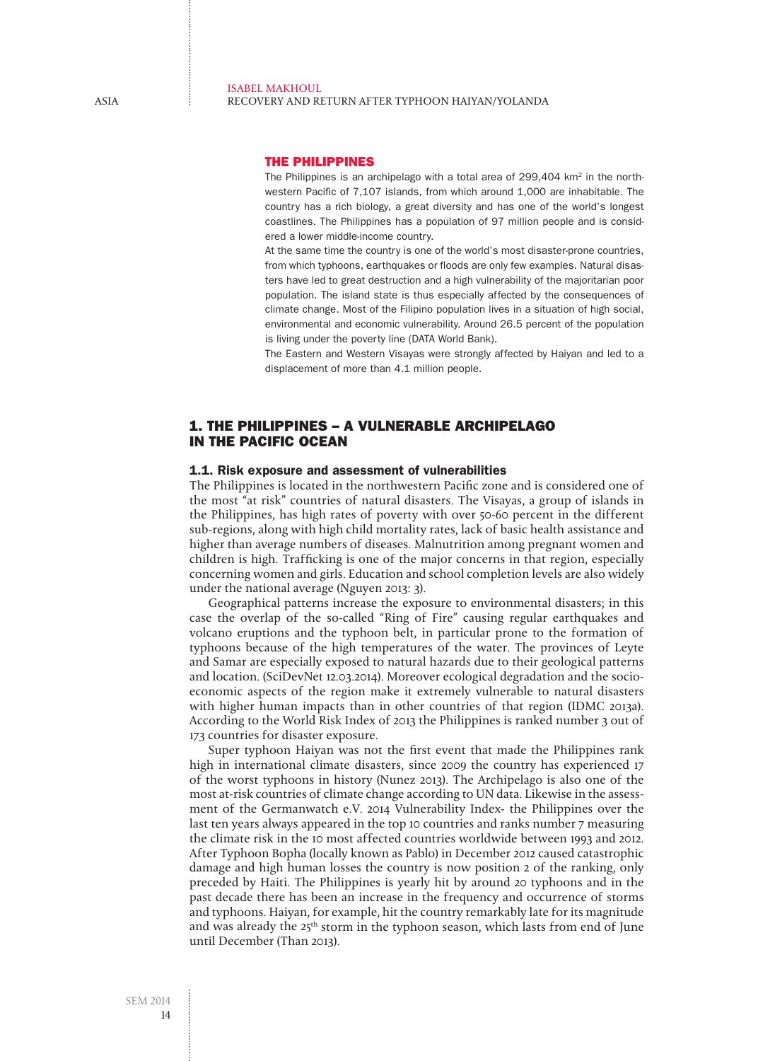## THE PHILIPPINES

The Philippines is an archipelago with a total area of 299,404 km² in the northwestern Pacific of 7,107 islands, from which around 1,000 are inhabitable. The country has a rich biology, a great diversity and has one of the world's longest coastlines. The Philippines has a population of 97 million people and is considered a lower middle-income country.

At the same time the country is one of the world's most disaster-prone countries, from which typhoons, earthquakes or floods are only few examples. Natural disasters have led to great destruction and a high vulnerability of the majoritarian poor population. The island state is thus especially affected by the consequences of climate change. Most of the Filipino population lives in a situation of high social, environmental and economic vulnerability. Around 26.5 percent of the population is living under the poverty line (DATA World Bank).

The Eastern and Western Visayas were strongly affected by Haiyan and led to a displacement of more than 4.1 million people.

# 1. THE PHILIPPINES – A VULNERABLE ARCHIPELAGO IN THE PACIFIC OCEAN

## 1.1. Risk exposure and assessment of vulnerabilities

The Philippines is located in the northwestern Pacific zone and is considered one of the most "at risk" countries of natural disasters. The Visayas, a group of islands in the Philippines, has high rates of poverty with over 50-60 percent in the different sub-regions, along with high child mortality rates, lack of basic health assistance and higher than average numbers of diseases. Malnutrition among pregnant women and children is high. Trafficking is one of the major concerns in that region, especially concerning women and girls. Education and school completion levels are also widely under the national average (Nguyen 2013: 3).

Geographical patterns increase the exposure to environmental disasters; in this case the overlap of the so-called "Ring of Fire" causing regular earthquakes and volcano eruptions and the typhoon belt, in particular prone to the formation of typhoons because of the high temperatures of the water. The provinces of Leyte and Samar are especially exposed to natural hazards due to their geological patterns and location. (SciDevNet 12.03.2014). Moreover ecological degradation and the socio-economic aspects of the region make it extremely vulnerable to natural disasters with higher human impacts than in other countries of that region (IDMC 2013a). According to the World Risk Index of 2013 the Philippines is ranked number 3 out of 173 countries for disaster exposure.

Super typhoon Haiyan was not the first event that made the Philippines rank high in international climate disasters, since 2009 the country has experienced 17 of the worst typhoons in history (Nunez 2013). The Archipelago is also one of the most at-risk countries of climate change according to UN data. Likewise in the assessment of the Germanwatch e.V. 2014 Vulnerability Index- the Philippines over the last ten years always appeared in the top 10 countries and ranks number 7 measuring the climate risk in the 10 most affected countries worldwide between 1993 and 2012. After Typhoon Bopha (locally known as Pablo) in December 2012 caused catastrophic damage and high human losses the country is now position 2 of the ranking, only preceded by Haiti. The Philippines is yearly hit by around 20 typhoons and in the past decade there has been an increase in the frequency and occurrence of storms and typhoons. Haiyan, for example, hit the country remarkably late for its magnitude and was already the 25th storm in the typhoon season, which lasts from end of June until December (Than 2013).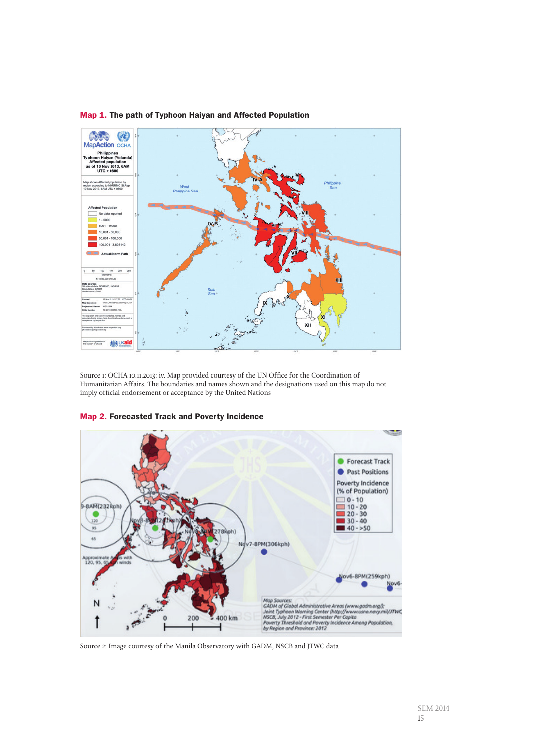**Map 1.** **The path of Typhoon Haiyan and Affected Population**

Source 1: OCHA 10.11.2013: iv. Map provided courtesy of the UN Office for the Coordination of Humanitarian Affairs. The boundaries and names shown and the designations used on this map do not imply official endorsement or acceptance by the United Nations

**Map 2.** **Forecasted Track and Poverty Incidence**

Source 2: Image courtesy of the Manila Observatory with GADM, NSCB and JTWC data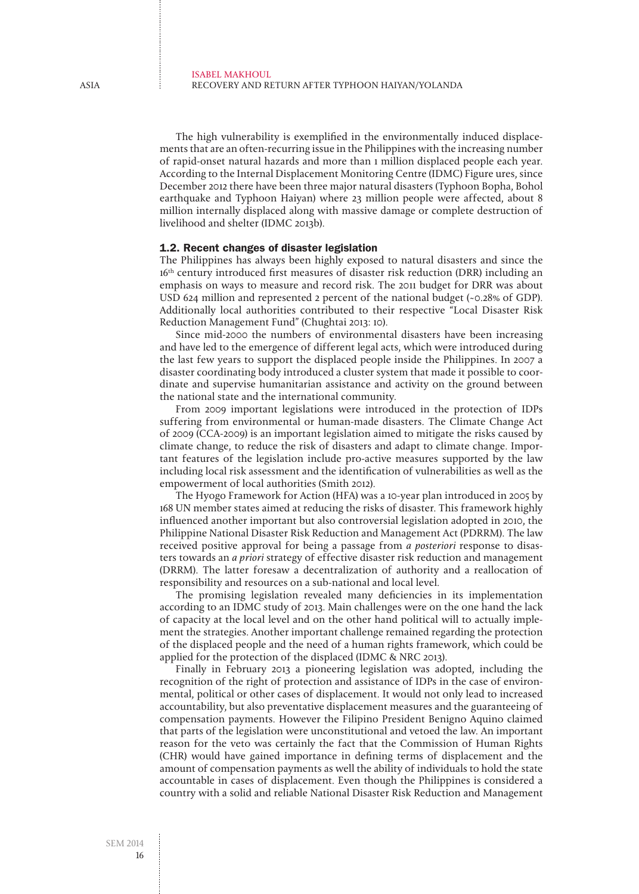The high vulnerability is exemplified in the environmentally induced displacements that are an often-recurring issue in the Philippines with the increasing number of rapid-onset natural hazards and more than 1 million displaced people each year. According to the Internal Displacement Monitoring Centre (IDMC) Figure ures, since December 2012 there have been three major natural disasters (Typhoon Bopha, Bohol earthquake and Typhoon Haiyan) where 23 million people were affected, about 8 million internally displaced along with massive damage or complete destruction of livelihood and shelter (IDMC 2013b).

## 1.2. Recent changes of disaster legislation

The Philippines has always been highly exposed to natural disasters and since the 16th century introduced first measures of disaster risk reduction (DRR) including an emphasis on ways to measure and record risk. The 2011 budget for DRR was about USD 624 million and represented 2 percent of the national budget (~0.28% of GDP). Additionally local authorities contributed to their respective "Local Disaster Risk Reduction Management Fund" (Chughtai 2013: 10).

Since mid-2000 the numbers of environmental disasters have been increasing and have led to the emergence of different legal acts, which were introduced during the last few years to support the displaced people inside the Philippines. In 2007 a disaster coordinating body introduced a cluster system that made it possible to coordinate and supervise humanitarian assistance and activity on the ground between the national state and the international community.

From 2009 important legislations were introduced in the protection of IDPs suffering from environmental or human-made disasters. The Climate Change Act of 2009 (CCA-2009) is an important legislation aimed to mitigate the risks caused by climate change, to reduce the risk of disasters and adapt to climate change. Important features of the legislation include pro-active measures supported by the law including local risk assessment and the identification of vulnerabilities as well as the empowerment of local authorities (Smith 2012).

The Hyogo Framework for Action (HFA) was a 10-year plan introduced in 2005 by 168 UN member states aimed at reducing the risks of disaster. This framework highly influenced another important but also controversial legislation adopted in 2010, the Philippine National Disaster Risk Reduction and Management Act (PDRRM). The law received positive approval for being a passage from *a posteriori* response to disasters towards an *a priori* strategy of effective disaster risk reduction and management (DRRM). The latter foresaw a decentralization of authority and a reallocation of responsibility and resources on a sub-national and local level.

The promising legislation revealed many deficiencies in its implementation according to an IDMC study of 2013. Main challenges were on the one hand the lack of capacity at the local level and on the other hand political will to actually implement the strategies. Another important challenge remained regarding the protection of the displaced people and the need of a human rights framework, which could be applied for the protection of the displaced (IDMC & NRC 2013).

Finally in February 2013 a pioneering legislation was adopted, including the recognition of the right of protection and assistance of IDPs in the case of environmental, political or other cases of displacement. It would not only lead to increased accountability, but also preventative displacement measures and the guaranteeing of compensation payments. However the Filipino President Benigno Aquino claimed that parts of the legislation were unconstitutional and vetoed the law. An important reason for the veto was certainly the fact that the Commission of Human Rights (CHR) would have gained importance in defining terms of displacement and the amount of compensation payments as well the ability of individuals to hold the state accountable in cases of displacement. Even though the Philippines is considered a country with a solid and reliable National Disaster Risk Reduction and Management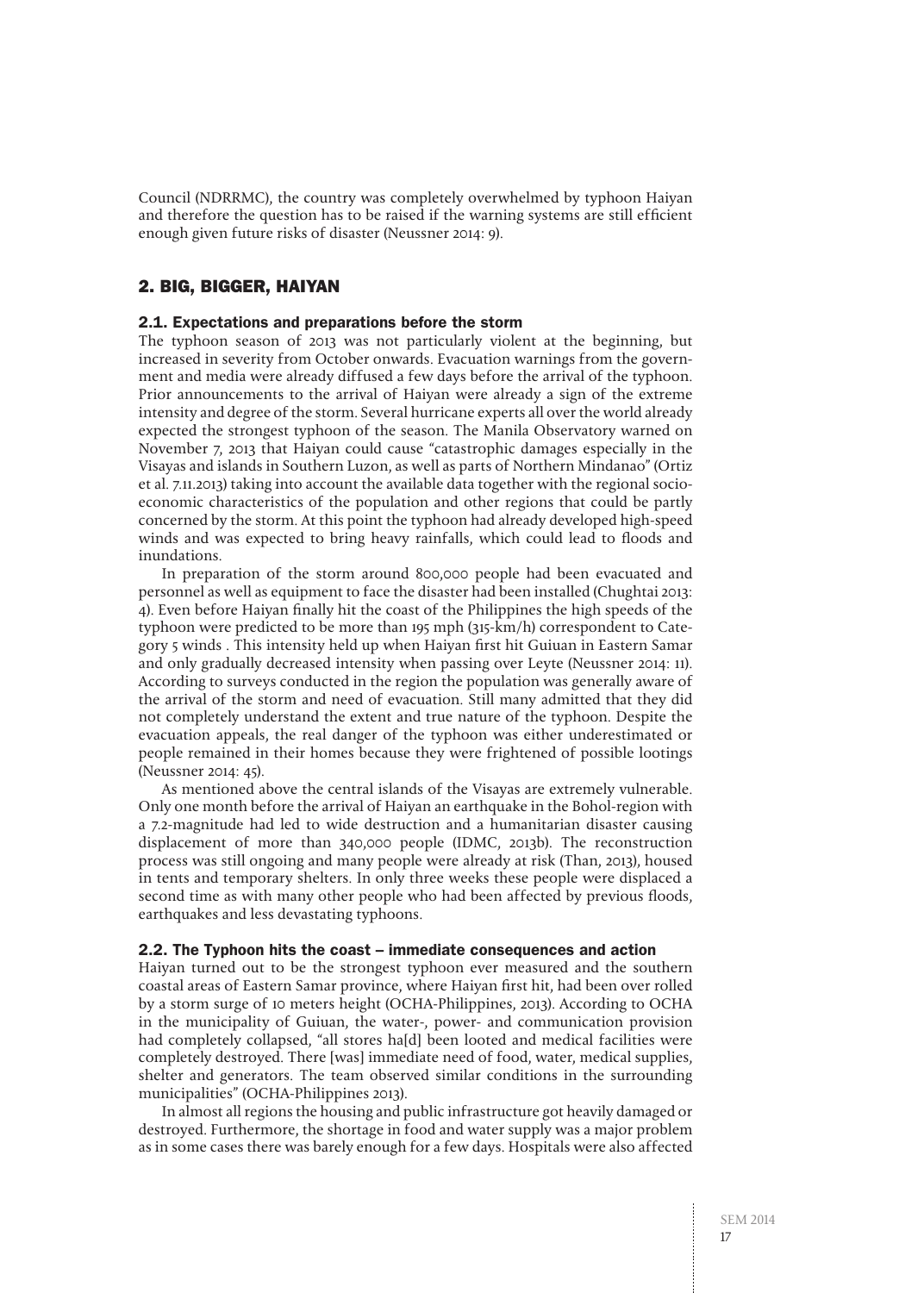Council (NDRRMC), the country was completely overwhelmed by typhoon Haiyan and therefore the question has to be raised if the warning systems are still efficient enough given future risks of disaster (Neussner 2014: 9).

## 2. BIG, BIGGER, HAIYAN

### 2.1. Expectations and preparations before the storm

The typhoon season of 2013 was not particularly violent at the beginning, but increased in severity from October onwards. Evacuation warnings from the government and media were already diffused a few days before the arrival of the typhoon. Prior announcements to the arrival of Haiyan were already a sign of the extreme intensity and degree of the storm. Several hurricane experts all over the world already expected the strongest typhoon of the season. The Manila Observatory warned on November 7, 2013 that Haiyan could cause "catastrophic damages especially in the Visayas and islands in Southern Luzon, as well as parts of Northern Mindanao" (Ortiz et al. 7.11.2013) taking into account the available data together with the regional socio-economic characteristics of the population and other regions that could be partly concerned by the storm. At this point the typhoon had already developed high-speed winds and was expected to bring heavy rainfalls, which could lead to floods and inundations.

In preparation of the storm around 800,000 people had been evacuated and personnel as well as equipment to face the disaster had been installed (Chughtai 2013: 4). Even before Haiyan finally hit the coast of the Philippines the high speeds of the typhoon were predicted to be more than 195 mph (315-km/h) correspondent to Category 5 winds . This intensity held up when Haiyan first hit Guiuan in Eastern Samar and only gradually decreased intensity when passing over Leyte (Neussner 2014: 11). According to surveys conducted in the region the population was generally aware of the arrival of the storm and need of evacuation. Still many admitted that they did not completely understand the extent and true nature of the typhoon. Despite the evacuation appeals, the real danger of the typhoon was either underestimated or people remained in their homes because they were frightened of possible lootings (Neussner 2014: 45).

As mentioned above the central islands of the Visayas are extremely vulnerable. Only one month before the arrival of Haiyan an earthquake in the Bohol-region with a 7.2-magnitude had led to wide destruction and a humanitarian disaster causing displacement of more than 340,000 people (IDMC, 2013b). The reconstruction process was still ongoing and many people were already at risk (Than, 2013), housed in tents and temporary shelters. In only three weeks these people were displaced a second time as with many other people who had been affected by previous floods, earthquakes and less devastating typhoons.

### 2.2. The Typhoon hits the coast – immediate consequences and action

Haiyan turned out to be the strongest typhoon ever measured and the southern coastal areas of Eastern Samar province, where Haiyan first hit, had been over rolled by a storm surge of 10 meters height (OCHA-Philippines, 2013). According to OCHA in the municipality of Guiuan, the water-, power- and communication provision had completely collapsed, "all stores ha[d] been looted and medical facilities were completely destroyed. There [was] immediate need of food, water, medical supplies, shelter and generators. The team observed similar conditions in the surrounding municipalities" (OCHA-Philippines 2013).

In almost all regions the housing and public infrastructure got heavily damaged or destroyed. Furthermore, the shortage in food and water supply was a major problem as in some cases there was barely enough for a few days. Hospitals were also affected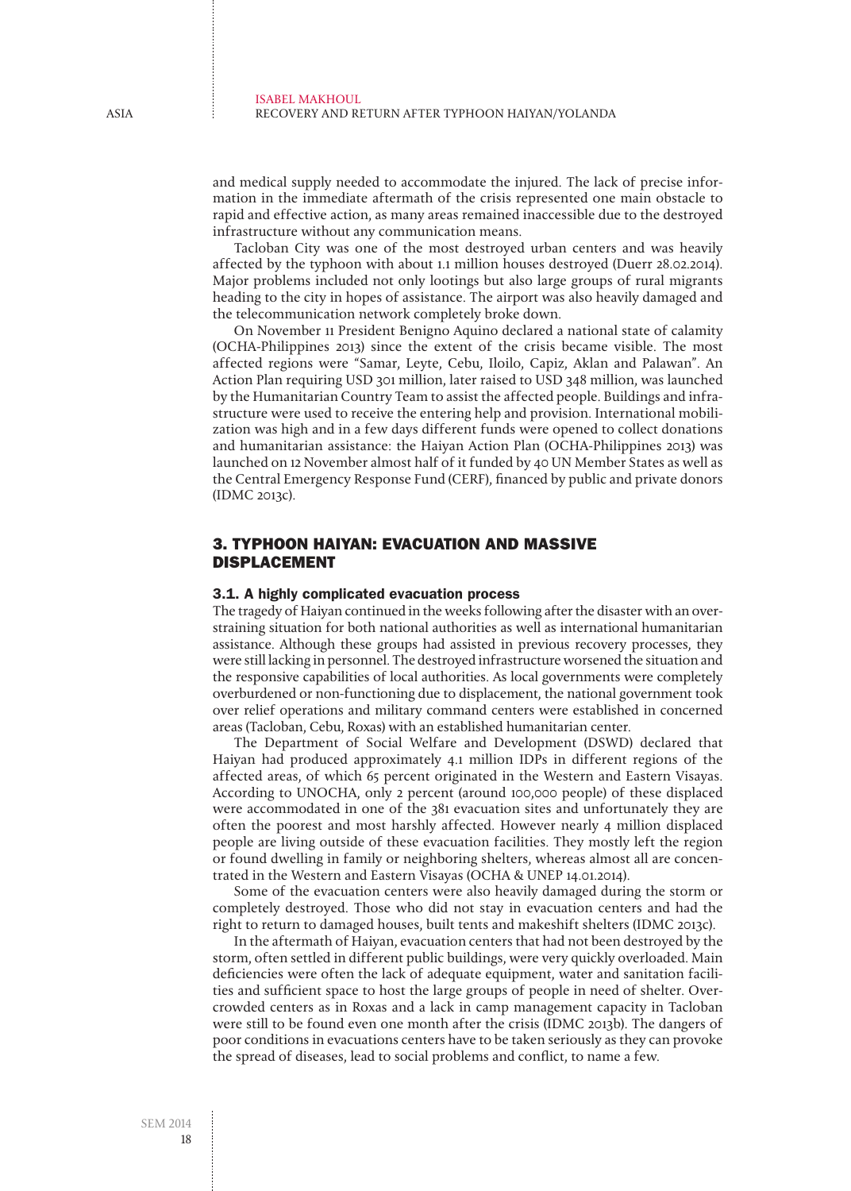and medical supply needed to accommodate the injured. The lack of precise information in the immediate aftermath of the crisis represented one main obstacle to rapid and effective action, as many areas remained inaccessible due to the destroyed infrastructure without any communication means.

Tacloban City was one of the most destroyed urban centers and was heavily affected by the typhoon with about 1.1 million houses destroyed (Duerr 28.02.2014). Major problems included not only lootings but also large groups of rural migrants heading to the city in hopes of assistance. The airport was also heavily damaged and the telecommunication network completely broke down.

On November 11 President Benigno Aquino declared a national state of calamity (OCHA-Philippines 2013) since the extent of the crisis became visible. The most affected regions were "Samar, Leyte, Cebu, Iloilo, Capiz, Aklan and Palawan". An Action Plan requiring USD 301 million, later raised to USD 348 million, was launched by the Humanitarian Country Team to assist the affected people. Buildings and infrastructure were used to receive the entering help and provision. International mobilization was high and in a few days different funds were opened to collect donations and humanitarian assistance: the Haiyan Action Plan (OCHA-Philippines 2013) was launched on 12 November almost half of it funded by 40 UN Member States as well as the Central Emergency Response Fund (CERF), financed by public and private donors (IDMC 2013c).

## 3. TYPHOON HAIYAN: EVACUATION AND MASSIVE DISPLACEMENT

### 3.1. A highly complicated evacuation process

The tragedy of Haiyan continued in the weeks following after the disaster with an overstraining situation for both national authorities as well as international humanitarian assistance. Although these groups had assisted in previous recovery processes, they were still lacking in personnel. The destroyed infrastructure worsened the situation and the responsive capabilities of local authorities. As local governments were completely overburdened or non-functioning due to displacement, the national government took over relief operations and military command centers were established in concerned areas (Tacloban, Cebu, Roxas) with an established humanitarian center.

The Department of Social Welfare and Development (DSWD) declared that Haiyan had produced approximately 4.1 million IDPs in different regions of the affected areas, of which 65 percent originated in the Western and Eastern Visayas. According to UNOCHA, only 2 percent (around 100,000 people) of these displaced were accommodated in one of the 381 evacuation sites and unfortunately they are often the poorest and most harshly affected. However nearly 4 million displaced people are living outside of these evacuation facilities. They mostly left the region or found dwelling in family or neighboring shelters, whereas almost all are concentrated in the Western and Eastern Visayas (OCHA & UNEP 14.01.2014).

Some of the evacuation centers were also heavily damaged during the storm or completely destroyed. Those who did not stay in evacuation centers and had the right to return to damaged houses, built tents and makeshift shelters (IDMC 2013c).

In the aftermath of Haiyan, evacuation centers that had not been destroyed by the storm, often settled in different public buildings, were very quickly overloaded. Main deficiencies were often the lack of adequate equipment, water and sanitation facilities and sufficient space to host the large groups of people in need of shelter. Overcrowded centers as in Roxas and a lack in camp management capacity in Tacloban were still to be found even one month after the crisis (IDMC 2013b). The dangers of poor conditions in evacuations centers have to be taken seriously as they can provoke the spread of diseases, lead to social problems and conflict, to name a few.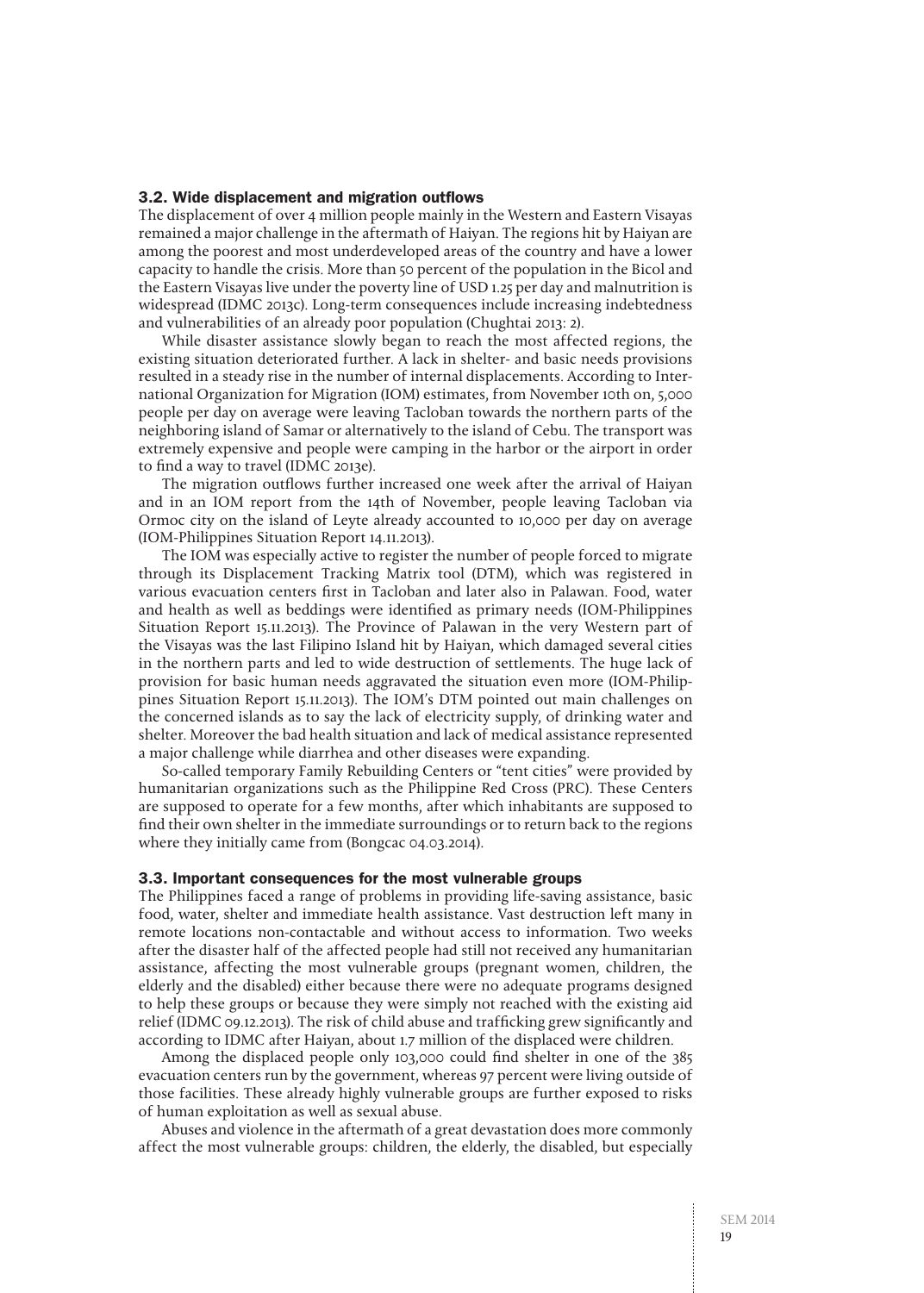### 3.2. Wide displacement and migration outflows

The displacement of over 4 million people mainly in the Western and Eastern Visayas remained a major challenge in the aftermath of Haiyan. The regions hit by Haiyan are among the poorest and most underdeveloped areas of the country and have a lower capacity to handle the crisis. More than 50 percent of the population in the Bicol and the Eastern Visayas live under the poverty line of USD 1.25 per day and malnutrition is widespread (IDMC 2013c). Long-term consequences include increasing indebtedness and vulnerabilities of an already poor population (Chughtai 2013: 2).

While disaster assistance slowly began to reach the most affected regions, the existing situation deteriorated further. A lack in shelter- and basic needs provisions resulted in a steady rise in the number of internal displacements. According to International Organization for Migration (IOM) estimates, from November 10th on, 5,000 people per day on average were leaving Tacloban towards the northern parts of the neighboring island of Samar or alternatively to the island of Cebu. The transport was extremely expensive and people were camping in the harbor or the airport in order to find a way to travel (IDMC 2013e).

The migration outflows further increased one week after the arrival of Haiyan and in an IOM report from the 14th of November, people leaving Tacloban via Ormoc city on the island of Leyte already accounted to 10,000 per day on average (IOM-Philippines Situation Report 14.11.2013).

The IOM was especially active to register the number of people forced to migrate through its Displacement Tracking Matrix tool (DTM), which was registered in various evacuation centers first in Tacloban and later also in Palawan. Food, water and health as well as beddings were identified as primary needs (IOM-Philippines Situation Report 15.11.2013). The Province of Palawan in the very Western part of the Visayas was the last Filipino Island hit by Haiyan, which damaged several cities in the northern parts and led to wide destruction of settlements. The huge lack of provision for basic human needs aggravated the situation even more (IOM-Philippines Situation Report 15.11.2013). The IOM's DTM pointed out main challenges on the concerned islands as to say the lack of electricity supply, of drinking water and shelter. Moreover the bad health situation and lack of medical assistance represented a major challenge while diarrhea and other diseases were expanding.

So-called temporary Family Rebuilding Centers or "tent cities" were provided by humanitarian organizations such as the Philippine Red Cross (PRC). These Centers are supposed to operate for a few months, after which inhabitants are supposed to find their own shelter in the immediate surroundings or to return back to the regions where they initially came from (Bongcac 04.03.2014).

### 3.3. Important consequences for the most vulnerable groups

The Philippines faced a range of problems in providing life-saving assistance, basic food, water, shelter and immediate health assistance. Vast destruction left many in remote locations non-contactable and without access to information. Two weeks after the disaster half of the affected people had still not received any humanitarian assistance, affecting the most vulnerable groups (pregnant women, children, the elderly and the disabled) either because there were no adequate programs designed to help these groups or because they were simply not reached with the existing aid relief (IDMC 09.12.2013). The risk of child abuse and trafficking grew significantly and according to IDMC after Haiyan, about 1.7 million of the displaced were children.

Among the displaced people only 103,000 could find shelter in one of the 385 evacuation centers run by the government, whereas 97 percent were living outside of those facilities. These already highly vulnerable groups are further exposed to risks of human exploitation as well as sexual abuse.

Abuses and violence in the aftermath of a great devastation does more commonly affect the most vulnerable groups: children, the elderly, the disabled, but especially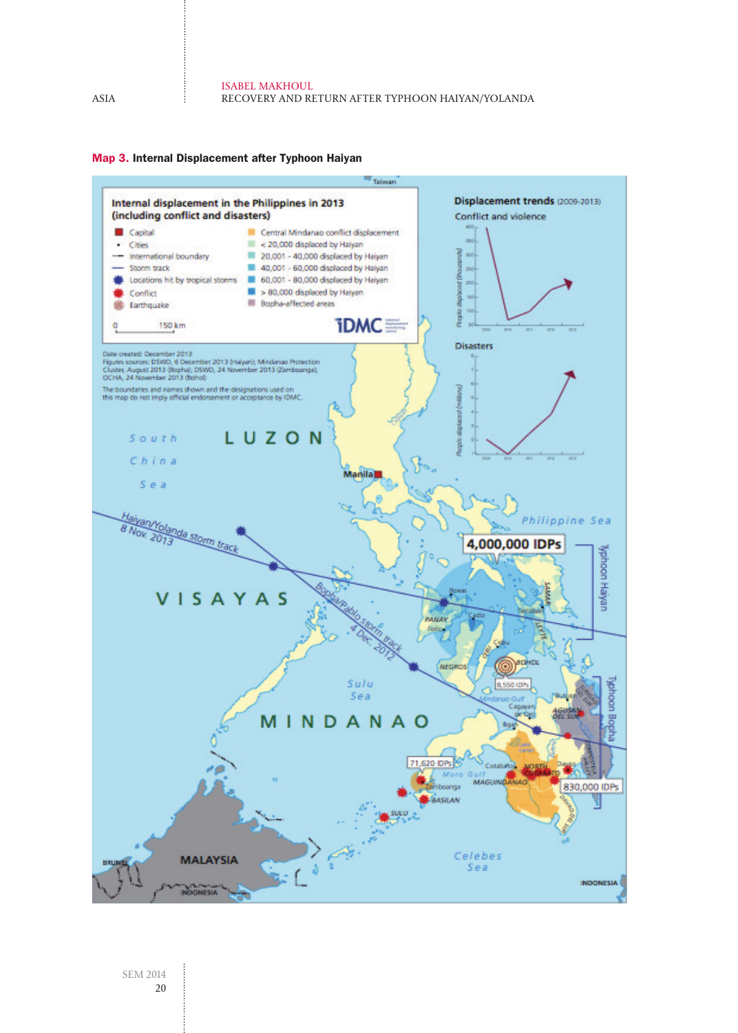**Map 3. Internal Displacement after Typhoon Haiyan**

**Internal displacement in the Philippines in 2013 (including conflict and disasters)**

- Capital
- Cities
- International boundary
- Storm track
- Locations hit by tropical storms
- Conflict
- Earthquake
- Central Mindanao conflict displacement
- < 20,000 displaced by Haiyan
- 20,001 - 40,000 displaced by Haiyan
- 40,001 - 60,000 displaced by Haiyan
- 60,001 - 80,000 displaced by Haiyan
- > 80,000 displaced by Haiyan
- Bopha-affected areas

0 150 km

IDMC

Date created: December 2013
Figures sources: DSWD, 6 December 2013 (Haiyan); Mindanao Protection Cluster, August 2013 (Bopha); DSWD, 24 November 2013 (Zamboanga); OCHA, 24 November 2013 (Bohol)

The boundaries and names shown and the designations used on this map do not imply official endorsement or acceptance by IDMC.

**Displacement trends** (2009-2013)

Conflict and violence

Disasters

Haiyan/Yolanda storm track 8 Nov. 2013

Bopha/Pablo storm track 4 Dec. 2012

4,000,000 IDPs — Typhoon Haiyan

830,000 IDPs — Typhoon Bopha

71,620 IDPs

8,550 IDPs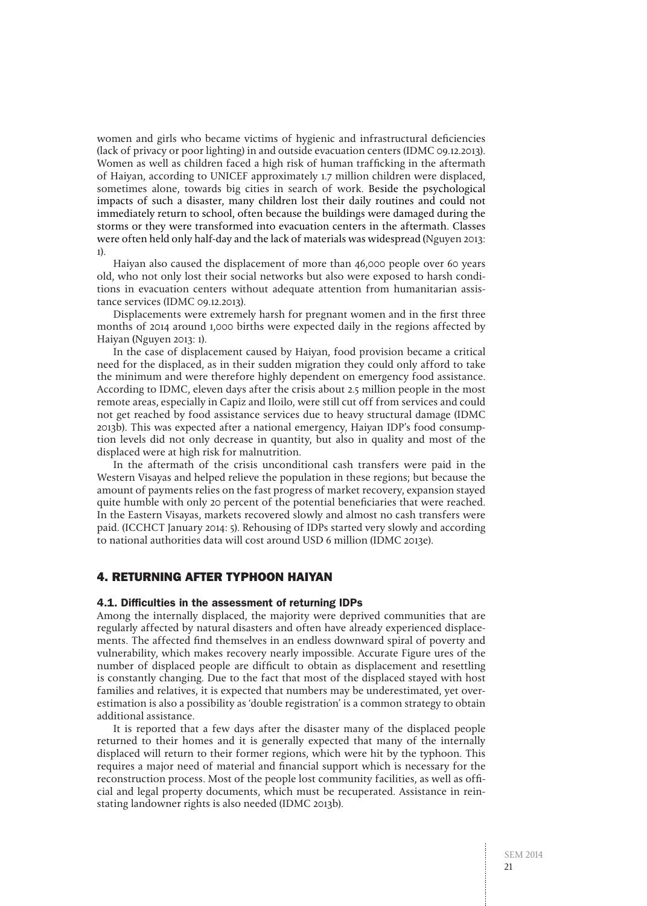women and girls who became victims of hygienic and infrastructural deficiencies (lack of privacy or poor lighting) in and outside evacuation centers (IDMC 09.12.2013). Women as well as children faced a high risk of human trafficking in the aftermath of Haiyan, according to UNICEF approximately 1.7 million children were displaced, sometimes alone, towards big cities in search of work. Beside the psychological impacts of such a disaster, many children lost their daily routines and could not immediately return to school, often because the buildings were damaged during the storms or they were transformed into evacuation centers in the aftermath. Classes were often held only half-day and the lack of materials was widespread (Nguyen 2013: 1).

Haiyan also caused the displacement of more than 46,000 people over 60 years old, who not only lost their social networks but also were exposed to harsh conditions in evacuation centers without adequate attention from humanitarian assistance services (IDMC 09.12.2013).

Displacements were extremely harsh for pregnant women and in the first three months of 2014 around 1,000 births were expected daily in the regions affected by Haiyan (Nguyen 2013: 1).

In the case of displacement caused by Haiyan, food provision became a critical need for the displaced, as in their sudden migration they could only afford to take the minimum and were therefore highly dependent on emergency food assistance. According to IDMC, eleven days after the crisis about 2.5 million people in the most remote areas, especially in Capiz and Iloilo, were still cut off from services and could not get reached by food assistance services due to heavy structural damage (IDMC 2013b). This was expected after a national emergency, Haiyan IDP's food consumption levels did not only decrease in quantity, but also in quality and most of the displaced were at high risk for malnutrition.

In the aftermath of the crisis unconditional cash transfers were paid in the Western Visayas and helped relieve the population in these regions; but because the amount of payments relies on the fast progress of market recovery, expansion stayed quite humble with only 20 percent of the potential beneficiaries that were reached. In the Eastern Visayas, markets recovered slowly and almost no cash transfers were paid. (ICCHCT January 2014: 5). Rehousing of IDPs started very slowly and according to national authorities data will cost around USD 6 million (IDMC 2013e).

## 4. RETURNING AFTER TYPHOON HAIYAN

### 4.1. Difficulties in the assessment of returning IDPs

Among the internally displaced, the majority were deprived communities that are regularly affected by natural disasters and often have already experienced displacements. The affected find themselves in an endless downward spiral of poverty and vulnerability, which makes recovery nearly impossible. Accurate Figure ures of the number of displaced people are difficult to obtain as displacement and resettling is constantly changing. Due to the fact that most of the displaced stayed with host families and relatives, it is expected that numbers may be underestimated, yet overestimation is also a possibility as 'double registration' is a common strategy to obtain additional assistance.

It is reported that a few days after the disaster many of the displaced people returned to their homes and it is generally expected that many of the internally displaced will return to their former regions, which were hit by the typhoon. This requires a major need of material and financial support which is necessary for the reconstruction process. Most of the people lost community facilities, as well as official and legal property documents, which must be recuperated. Assistance in reinstating landowner rights is also needed (IDMC 2013b).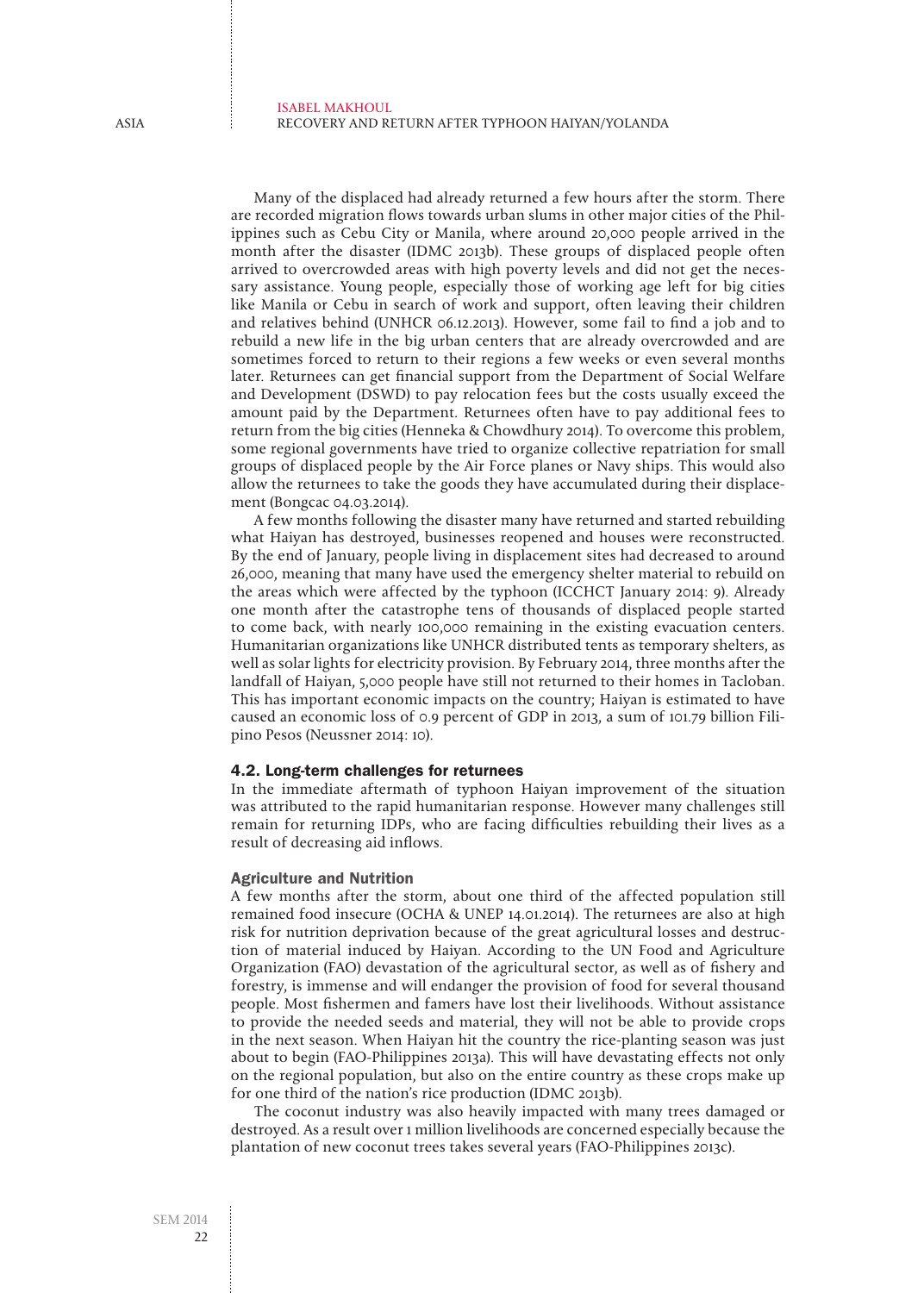Many of the displaced had already returned a few hours after the storm. There are recorded migration flows towards urban slums in other major cities of the Philippines such as Cebu City or Manila, where around 20,000 people arrived in the month after the disaster (IDMC 2013b). These groups of displaced people often arrived to overcrowded areas with high poverty levels and did not get the necessary assistance. Young people, especially those of working age left for big cities like Manila or Cebu in search of work and support, often leaving their children and relatives behind (UNHCR 06.12.2013). However, some fail to find a job and to rebuild a new life in the big urban centers that are already overcrowded and are sometimes forced to return to their regions a few weeks or even several months later. Returnees can get financial support from the Department of Social Welfare and Development (DSWD) to pay relocation fees but the costs usually exceed the amount paid by the Department. Returnees often have to pay additional fees to return from the big cities (Henneka & Chowdhury 2014). To overcome this problem, some regional governments have tried to organize collective repatriation for small groups of displaced people by the Air Force planes or Navy ships. This would also allow the returnees to take the goods they have accumulated during their displacement (Bongcac 04.03.2014).

A few months following the disaster many have returned and started rebuilding what Haiyan has destroyed, businesses reopened and houses were reconstructed. By the end of January, people living in displacement sites had decreased to around 26,000, meaning that many have used the emergency shelter material to rebuild on the areas which were affected by the typhoon (ICCHCT January 2014: 9). Already one month after the catastrophe tens of thousands of displaced people started to come back, with nearly 100,000 remaining in the existing evacuation centers. Humanitarian organizations like UNHCR distributed tents as temporary shelters, as well as solar lights for electricity provision. By February 2014, three months after the landfall of Haiyan, 5,000 people have still not returned to their homes in Tacloban. This has important economic impacts on the country; Haiyan is estimated to have caused an economic loss of 0.9 percent of GDP in 2013, a sum of 101.79 billion Filipino Pesos (Neussner 2014: 10).

### 4.2. Long-term challenges for returnees

In the immediate aftermath of typhoon Haiyan improvement of the situation was attributed to the rapid humanitarian response. However many challenges still remain for returning IDPs, who are facing difficulties rebuilding their lives as a result of decreasing aid inflows.

#### Agriculture and Nutrition

A few months after the storm, about one third of the affected population still remained food insecure (OCHA & UNEP 14.01.2014). The returnees are also at high risk for nutrition deprivation because of the great agricultural losses and destruction of material induced by Haiyan. According to the UN Food and Agriculture Organization (FAO) devastation of the agricultural sector, as well as of fishery and forestry, is immense and will endanger the provision of food for several thousand people. Most fishermen and famers have lost their livelihoods. Without assistance to provide the needed seeds and material, they will not be able to provide crops in the next season. When Haiyan hit the country the rice-planting season was just about to begin (FAO-Philippines 2013a). This will have devastating effects not only on the regional population, but also on the entire country as these crops make up for one third of the nation's rice production (IDMC 2013b).

The coconut industry was also heavily impacted with many trees damaged or destroyed. As a result over 1 million livelihoods are concerned especially because the plantation of new coconut trees takes several years (FAO-Philippines 2013c).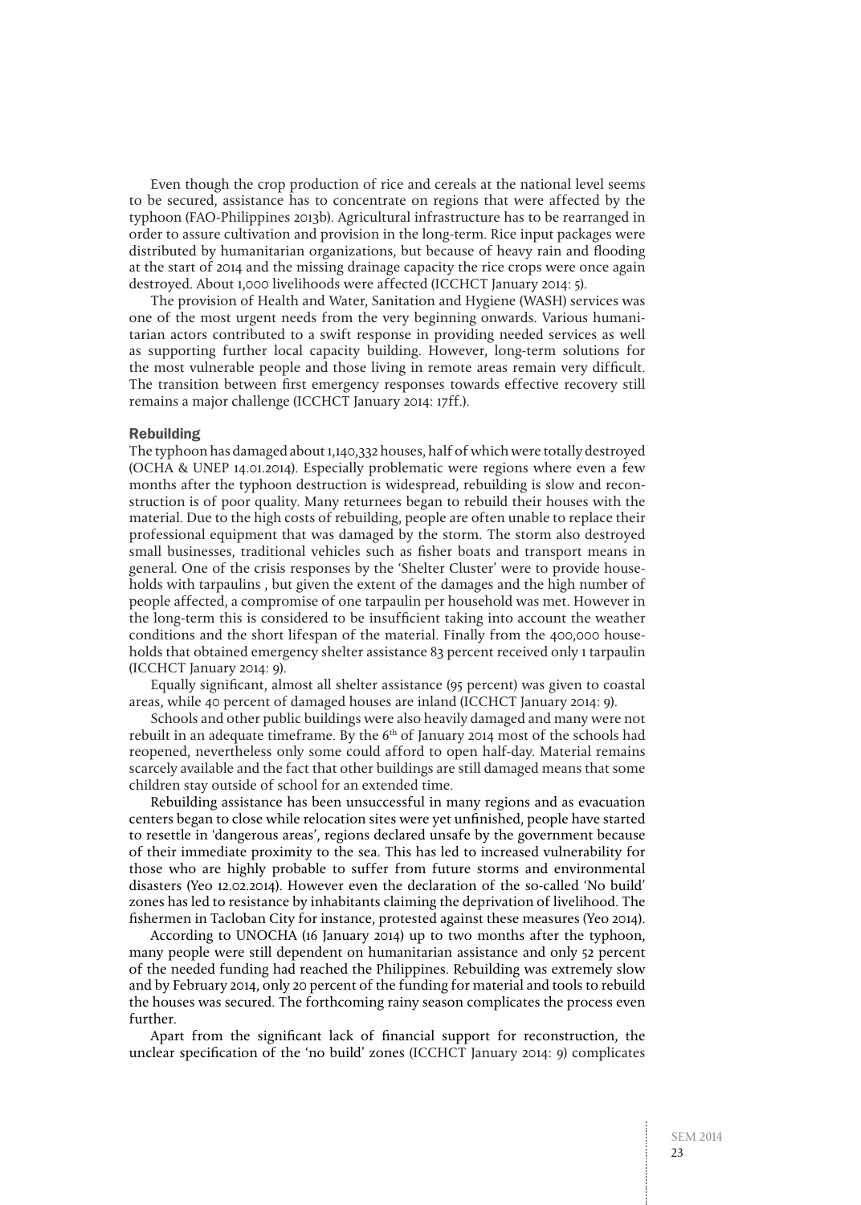Even though the crop production of rice and cereals at the national level seems to be secured, assistance has to concentrate on regions that were affected by the typhoon (FAO-Philippines 2013b). Agricultural infrastructure has to be rearranged in order to assure cultivation and provision in the long-term. Rice input packages were distributed by humanitarian organizations, but because of heavy rain and flooding at the start of 2014 and the missing drainage capacity the rice crops were once again destroyed. About 1,000 livelihoods were affected (ICCHCT January 2014: 5).

The provision of Health and Water, Sanitation and Hygiene (WASH) services was one of the most urgent needs from the very beginning onwards. Various humanitarian actors contributed to a swift response in providing needed services as well as supporting further local capacity building. However, long-term solutions for the most vulnerable people and those living in remote areas remain very difficult. The transition between first emergency responses towards effective recovery still remains a major challenge (ICCHCT January 2014: 17ff.).

### Rebuilding

The typhoon has damaged about 1,140,332 houses, half of which were totally destroyed (OCHA & UNEP 14.01.2014). Especially problematic were regions where even a few months after the typhoon destruction is widespread, rebuilding is slow and reconstruction is of poor quality. Many returnees began to rebuild their houses with the material. Due to the high costs of rebuilding, people are often unable to replace their professional equipment that was damaged by the storm. The storm also destroyed small businesses, traditional vehicles such as fisher boats and transport means in general. One of the crisis responses by the 'Shelter Cluster' were to provide households with tarpaulins , but given the extent of the damages and the high number of people affected, a compromise of one tarpaulin per household was met. However in the long-term this is considered to be insufficient taking into account the weather conditions and the short lifespan of the material. Finally from the 400,000 households that obtained emergency shelter assistance 83 percent received only 1 tarpaulin (ICCHCT January 2014: 9).

Equally significant, almost all shelter assistance (95 percent) was given to coastal areas, while 40 percent of damaged houses are inland (ICCHCT January 2014: 9).

Schools and other public buildings were also heavily damaged and many were not rebuilt in an adequate timeframe. By the 6th of January 2014 most of the schools had reopened, nevertheless only some could afford to open half-day. Material remains scarcely available and the fact that other buildings are still damaged means that some children stay outside of school for an extended time.

Rebuilding assistance has been unsuccessful in many regions and as evacuation centers began to close while relocation sites were yet unfinished, people have started to resettle in 'dangerous areas', regions declared unsafe by the government because of their immediate proximity to the sea. This has led to increased vulnerability for those who are highly probable to suffer from future storms and environmental disasters (Yeo 12.02.2014). However even the declaration of the so-called 'No build' zones has led to resistance by inhabitants claiming the deprivation of livelihood. The fishermen in Tacloban City for instance, protested against these measures (Yeo 2014).

According to UNOCHA (16 January 2014) up to two months after the typhoon, many people were still dependent on humanitarian assistance and only 52 percent of the needed funding had reached the Philippines. Rebuilding was extremely slow and by February 2014, only 20 percent of the funding for material and tools to rebuild the houses was secured. The forthcoming rainy season complicates the process even further.

Apart from the significant lack of financial support for reconstruction, the unclear specification of the 'no build' zones (ICCHCT January 2014: 9) complicates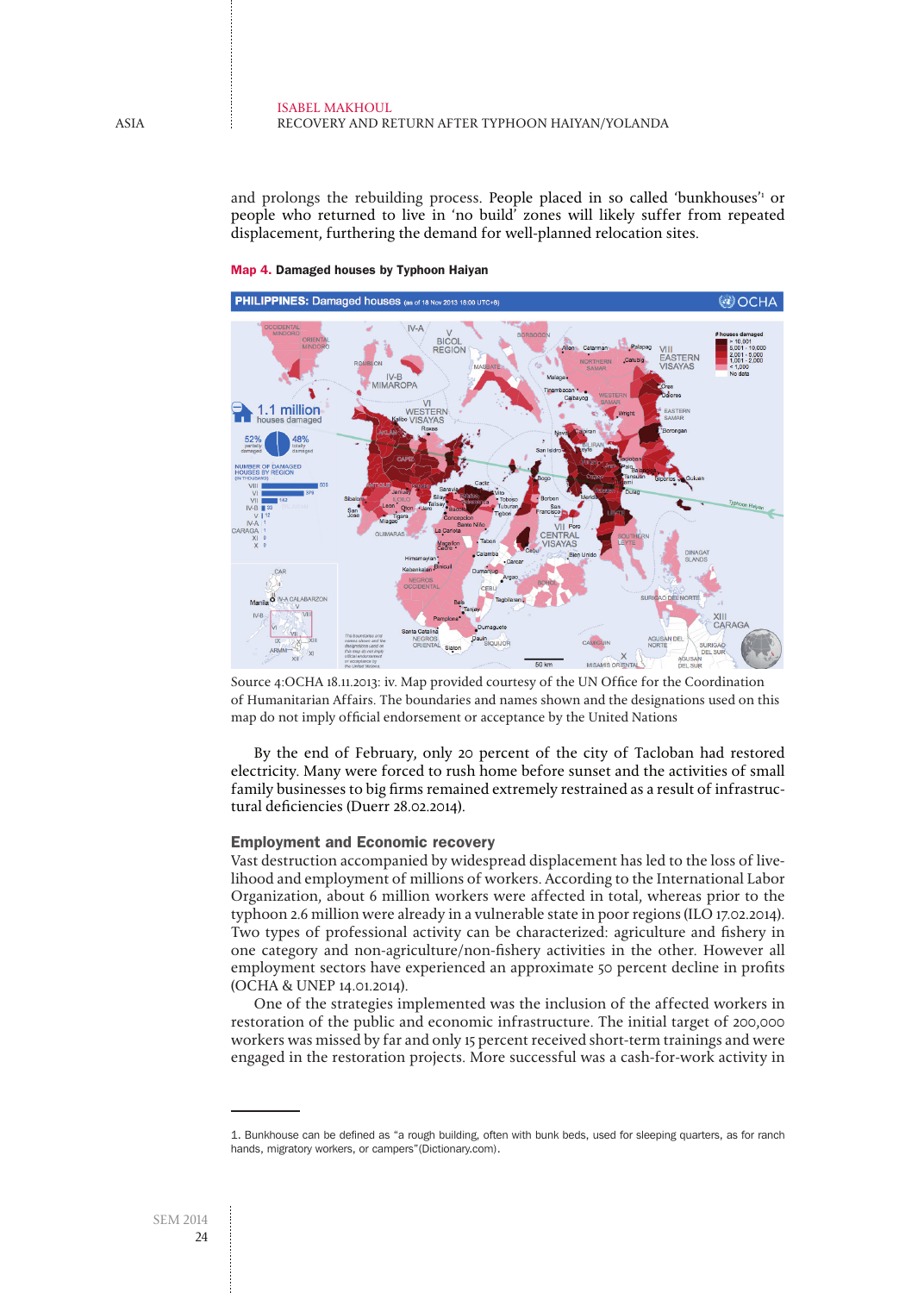and prolongs the rebuilding process. People placed in so called 'bunkhouses'[1] or people who returned to live in 'no build' zones will likely suffer from repeated displacement, furthering the demand for well-planned relocation sites.

**Map 4. Damaged houses by Typhoon Haiyan**

Source 4:OCHA 18.11.2013: iv. Map provided courtesy of the UN Office for the Coordination of Humanitarian Affairs. The boundaries and names shown and the designations used on this map do not imply official endorsement or acceptance by the United Nations

By the end of February, only 20 percent of the city of Tacloban had restored electricity. Many were forced to rush home before sunset and the activities of small family businesses to big firms remained extremely restrained as a result of infrastructural deficiencies (Duerr 28.02.2014).

### Employment and Economic recovery

Vast destruction accompanied by widespread displacement has led to the loss of livelihood and employment of millions of workers. According to the International Labor Organization, about 6 million workers were affected in total, whereas prior to the typhoon 2.6 million were already in a vulnerable state in poor regions (ILO 17.02.2014). Two types of professional activity can be characterized: agriculture and fishery in one category and non-agriculture/non-fishery activities in the other. However all employment sectors have experienced an approximate 50 percent decline in profits (OCHA & UNEP 14.01.2014).

One of the strategies implemented was the inclusion of the affected workers in restoration of the public and economic infrastructure. The initial target of 200,000 workers was missed by far and only 15 percent received short-term trainings and were engaged in the restoration projects. More successful was a cash-for-work activity in

---

1. Bunkhouse can be defined as "a rough building, often with bunk beds, used for sleeping quarters, as for ranch hands, migratory workers, or campers"(Dictionary.com).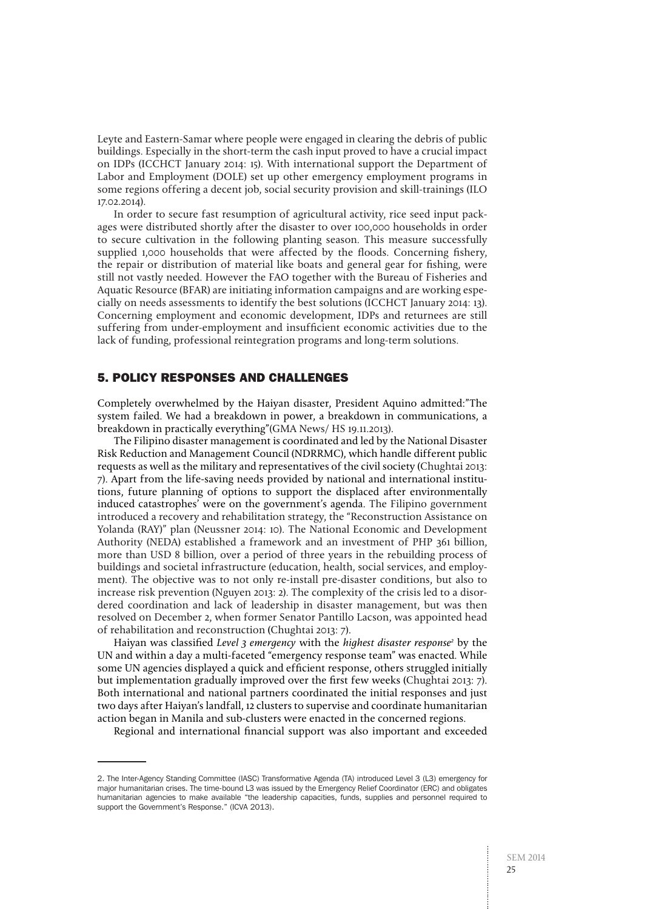Leyte and Eastern-Samar where people were engaged in clearing the debris of public buildings. Especially in the short-term the cash input proved to have a crucial impact on IDPs (ICCHCT January 2014: 15). With international support the Department of Labor and Employment (DOLE) set up other emergency employment programs in some regions offering a decent job, social security provision and skill-trainings (ILO 17.02.2014).

In order to secure fast resumption of agricultural activity, rice seed input packages were distributed shortly after the disaster to over 100,000 households in order to secure cultivation in the following planting season. This measure successfully supplied 1,000 households that were affected by the floods. Concerning fishery, the repair or distribution of material like boats and general gear for fishing, were still not vastly needed. However the FAO together with the Bureau of Fisheries and Aquatic Resource (BFAR) are initiating information campaigns and are working especially on needs assessments to identify the best solutions (ICCHCT January 2014: 13). Concerning employment and economic development, IDPs and returnees are still suffering from under-employment and insufficient economic activities due to the lack of funding, professional reintegration programs and long-term solutions.

## 5. POLICY RESPONSES AND CHALLENGES

Completely overwhelmed by the Haiyan disaster, President Aquino admitted:"The system failed. We had a breakdown in power, a breakdown in communications, a breakdown in practically everything"(GMA News/ HS 19.11.2013).

The Filipino disaster management is coordinated and led by the National Disaster Risk Reduction and Management Council (NDRRMC), which handle different public requests as well as the military and representatives of the civil society (Chughtai 2013: 7). Apart from the life-saving needs provided by national and international institutions, future planning of options to support the displaced after environmentally induced catastrophes' were on the government's agenda. The Filipino government introduced a recovery and rehabilitation strategy, the "Reconstruction Assistance on Yolanda (RAY)" plan (Neussner 2014: 10). The National Economic and Development Authority (NEDA) established a framework and an investment of PHP 361 billion, more than USD 8 billion, over a period of three years in the rebuilding process of buildings and societal infrastructure (education, health, social services, and employment). The objective was to not only re-install pre-disaster conditions, but also to increase risk prevention (Nguyen 2013: 2). The complexity of the crisis led to a disordered coordination and lack of leadership in disaster management, but was then resolved on December 2, when former Senator Pantillo Lacson, was appointed head of rehabilitation and reconstruction (Chughtai 2013: 7).

Haiyan was classified *Level 3 emergency* with the *highest disaster response*[2] by the UN and within a day a multi-faceted "emergency response team" was enacted. While some UN agencies displayed a quick and efficient response, others struggled initially but implementation gradually improved over the first few weeks (Chughtai 2013: 7). Both international and national partners coordinated the initial responses and just two days after Haiyan's landfall, 12 clusters to supervise and coordinate humanitarian action began in Manila and sub-clusters were enacted in the concerned regions.

Regional and international financial support was also important and exceeded

---

2. The Inter-Agency Standing Committee (IASC) Transformative Agenda (TA) introduced Level 3 (L3) emergency for major humanitarian crises. The time-bound L3 was issued by the Emergency Relief Coordinator (ERC) and obligates humanitarian agencies to make available "the leadership capacities, funds, supplies and personnel required to support the Government's Response." (ICVA 2013).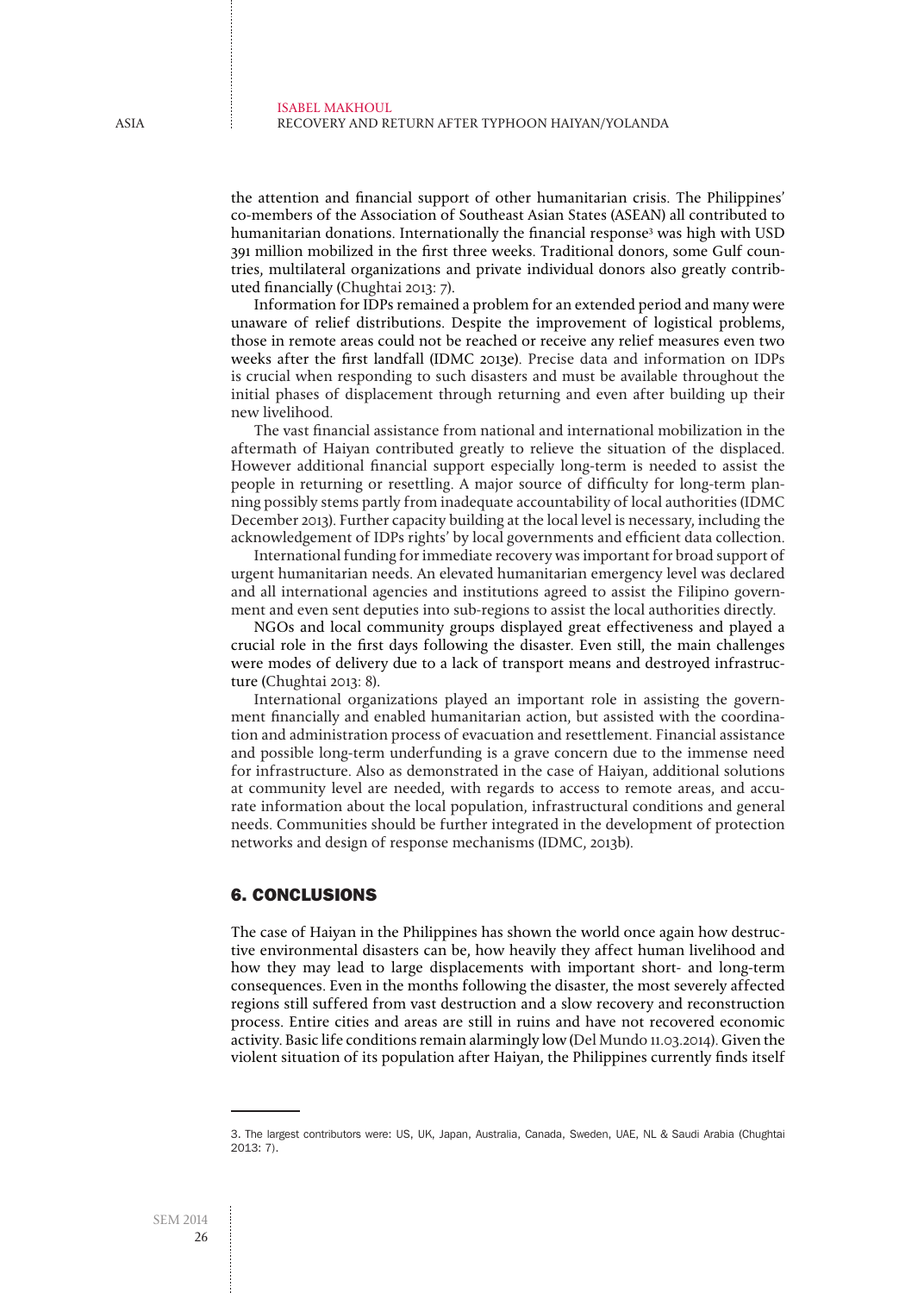the attention and financial support of other humanitarian crisis. The Philippines' co-members of the Association of Southeast Asian States (ASEAN) all contributed to humanitarian donations. Internationally the financial response[3] was high with USD 391 million mobilized in the first three weeks. Traditional donors, some Gulf countries, multilateral organizations and private individual donors also greatly contributed financially (Chughtai 2013: 7).

Information for IDPs remained a problem for an extended period and many were unaware of relief distributions. Despite the improvement of logistical problems, those in remote areas could not be reached or receive any relief measures even two weeks after the first landfall (IDMC 2013e). Precise data and information on IDPs is crucial when responding to such disasters and must be available throughout the initial phases of displacement through returning and even after building up their new livelihood.

The vast financial assistance from national and international mobilization in the aftermath of Haiyan contributed greatly to relieve the situation of the displaced. However additional financial support especially long-term is needed to assist the people in returning or resettling. A major source of difficulty for long-term planning possibly stems partly from inadequate accountability of local authorities (IDMC December 2013). Further capacity building at the local level is necessary, including the acknowledgement of IDPs rights' by local governments and efficient data collection.

International funding for immediate recovery was important for broad support of urgent humanitarian needs. An elevated humanitarian emergency level was declared and all international agencies and institutions agreed to assist the Filipino government and even sent deputies into sub-regions to assist the local authorities directly.

NGOs and local community groups displayed great effectiveness and played a crucial role in the first days following the disaster. Even still, the main challenges were modes of delivery due to a lack of transport means and destroyed infrastructure (Chughtai 2013: 8).

International organizations played an important role in assisting the government financially and enabled humanitarian action, but assisted with the coordination and administration process of evacuation and resettlement. Financial assistance and possible long-term underfunding is a grave concern due to the immense need for infrastructure. Also as demonstrated in the case of Haiyan, additional solutions at community level are needed, with regards to access to remote areas, and accurate information about the local population, infrastructural conditions and general needs. Communities should be further integrated in the development of protection networks and design of response mechanisms (IDMC, 2013b).

## 6. CONCLUSIONS

The case of Haiyan in the Philippines has shown the world once again how destructive environmental disasters can be, how heavily they affect human livelihood and how they may lead to large displacements with important short- and long-term consequences. Even in the months following the disaster, the most severely affected regions still suffered from vast destruction and a slow recovery and reconstruction process. Entire cities and areas are still in ruins and have not recovered economic activity. Basic life conditions remain alarmingly low (Del Mundo 11.03.2014). Given the violent situation of its population after Haiyan, the Philippines currently finds itself

---

3. The largest contributors were: US, UK, Japan, Australia, Canada, Sweden, UAE, NL & Saudi Arabia (Chughtai 2013: 7).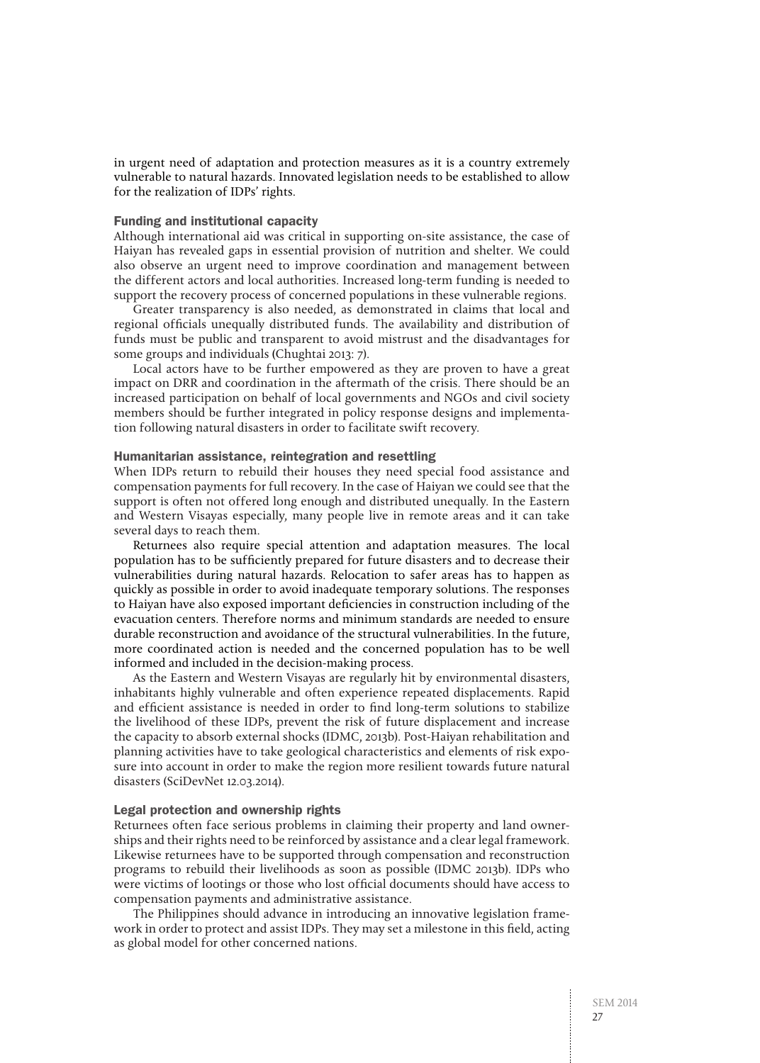in urgent need of adaptation and protection measures as it is a country extremely vulnerable to natural hazards. Innovated legislation needs to be established to allow for the realization of IDPs' rights.

### Funding and institutional capacity

Although international aid was critical in supporting on-site assistance, the case of Haiyan has revealed gaps in essential provision of nutrition and shelter. We could also observe an urgent need to improve coordination and management between the different actors and local authorities. Increased long-term funding is needed to support the recovery process of concerned populations in these vulnerable regions.

Greater transparency is also needed, as demonstrated in claims that local and regional officials unequally distributed funds. The availability and distribution of funds must be public and transparent to avoid mistrust and the disadvantages for some groups and individuals (Chughtai 2013: 7).

Local actors have to be further empowered as they are proven to have a great impact on DRR and coordination in the aftermath of the crisis. There should be an increased participation on behalf of local governments and NGOs and civil society members should be further integrated in policy response designs and implementation following natural disasters in order to facilitate swift recovery.

### Humanitarian assistance, reintegration and resettling

When IDPs return to rebuild their houses they need special food assistance and compensation payments for full recovery. In the case of Haiyan we could see that the support is often not offered long enough and distributed unequally. In the Eastern and Western Visayas especially, many people live in remote areas and it can take several days to reach them.

Returnees also require special attention and adaptation measures. The local population has to be sufficiently prepared for future disasters and to decrease their vulnerabilities during natural hazards. Relocation to safer areas has to happen as quickly as possible in order to avoid inadequate temporary solutions. The responses to Haiyan have also exposed important deficiencies in construction including of the evacuation centers. Therefore norms and minimum standards are needed to ensure durable reconstruction and avoidance of the structural vulnerabilities. In the future, more coordinated action is needed and the concerned population has to be well informed and included in the decision-making process.

As the Eastern and Western Visayas are regularly hit by environmental disasters, inhabitants highly vulnerable and often experience repeated displacements. Rapid and efficient assistance is needed in order to find long-term solutions to stabilize the livelihood of these IDPs, prevent the risk of future displacement and increase the capacity to absorb external shocks (IDMC, 2013b). Post-Haiyan rehabilitation and planning activities have to take geological characteristics and elements of risk exposure into account in order to make the region more resilient towards future natural disasters (SciDevNet 12.03.2014).

### Legal protection and ownership rights

Returnees often face serious problems in claiming their property and land ownerships and their rights need to be reinforced by assistance and a clear legal framework. Likewise returnees have to be supported through compensation and reconstruction programs to rebuild their livelihoods as soon as possible (IDMC 2013b). IDPs who were victims of lootings or those who lost official documents should have access to compensation payments and administrative assistance.

The Philippines should advance in introducing an innovative legislation framework in order to protect and assist IDPs. They may set a milestone in this field, acting as global model for other concerned nations.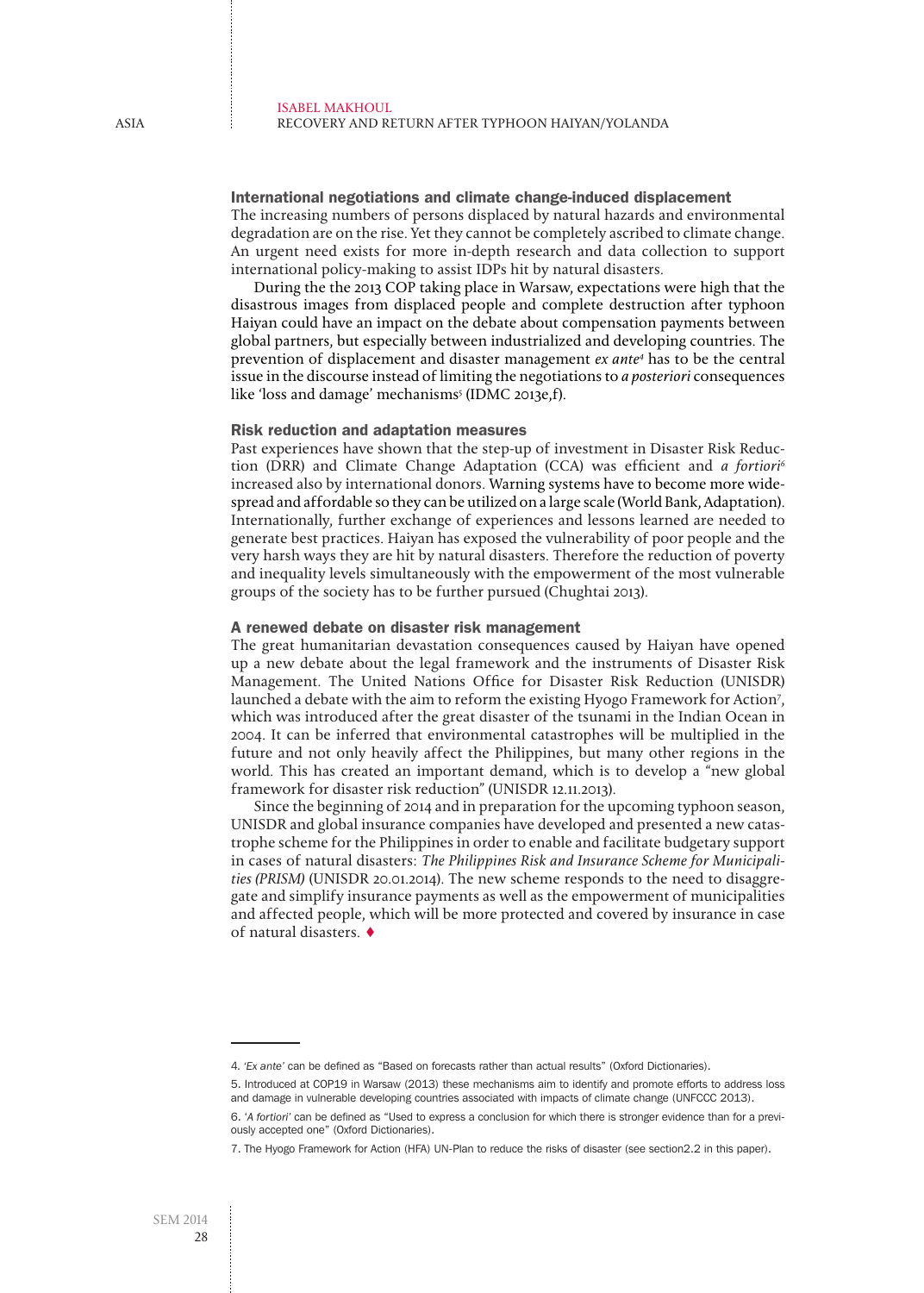## International negotiations and climate change-induced displacement

The increasing numbers of persons displaced by natural hazards and environmental degradation are on the rise. Yet they cannot be completely ascribed to climate change. An urgent need exists for more in-depth research and data collection to support international policy-making to assist IDPs hit by natural disasters.

During the the 2013 COP taking place in Warsaw, expectations were high that the disastrous images from displaced people and complete destruction after typhoon Haiyan could have an impact on the debate about compensation payments between global partners, but especially between industrialized and developing countries. The prevention of displacement and disaster management *ex ante*[4] has to be the central issue in the discourse instead of limiting the negotiations to *a posteriori* consequences like 'loss and damage' mechanisms[5] (IDMC 2013e,f).

## Risk reduction and adaptation measures

Past experiences have shown that the step-up of investment in Disaster Risk Reduction (DRR) and Climate Change Adaptation (CCA) was efficient and *a fortiori*[6] increased also by international donors. Warning systems have to become more widespread and affordable so they can be utilized on a large scale (World Bank, Adaptation). Internationally, further exchange of experiences and lessons learned are needed to generate best practices. Haiyan has exposed the vulnerability of poor people and the very harsh ways they are hit by natural disasters. Therefore the reduction of poverty and inequality levels simultaneously with the empowerment of the most vulnerable groups of the society has to be further pursued (Chughtai 2013).

## A renewed debate on disaster risk management

The great humanitarian devastation consequences caused by Haiyan have opened up a new debate about the legal framework and the instruments of Disaster Risk Management. The United Nations Office for Disaster Risk Reduction (UNISDR) launched a debate with the aim to reform the existing Hyogo Framework for Action[7], which was introduced after the great disaster of the tsunami in the Indian Ocean in 2004. It can be inferred that environmental catastrophes will be multiplied in the future and not only heavily affect the Philippines, but many other regions in the world. This has created an important demand, which is to develop a "new global framework for disaster risk reduction" (UNISDR 12.11.2013).

Since the beginning of 2014 and in preparation for the upcoming typhoon season, UNISDR and global insurance companies have developed and presented a new catastrophe scheme for the Philippines in order to enable and facilitate budgetary support in cases of natural disasters: *The Philippines Risk and Insurance Scheme for Municipalities (PRISM)* (UNISDR 20.01.2014). The new scheme responds to the need to disaggregate and simplify insurance payments as well as the empowerment of municipalities and affected people, which will be more protected and covered by insurance in case of natural disasters. ♦

---

4. *'Ex ante'* can be defined as "Based on forecasts rather than actual results" (Oxford Dictionaries).

5. Introduced at COP19 in Warsaw (2013) these mechanisms aim to identify and promote efforts to address loss and damage in vulnerable developing countries associated with impacts of climate change (UNFCCC 2013).

6. '*A fortiori*' can be defined as "Used to express a conclusion for which there is stronger evidence than for a previously accepted one" (Oxford Dictionaries).

7. The Hyogo Framework for Action (HFA) UN-Plan to reduce the risks of disaster (see section2.2 in this paper).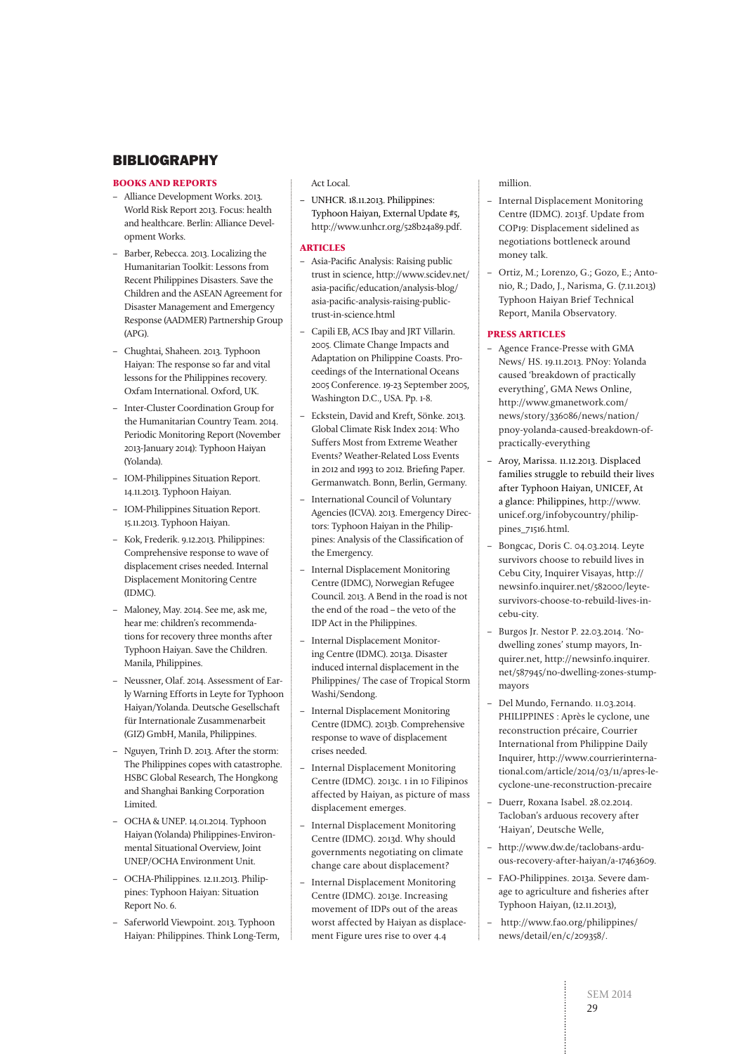# BIBLIOGRAPHY

## BOOKS AND REPORTS

- Alliance Development Works. 2013. World Risk Report 2013. Focus: health and healthcare. Berlin: Alliance Development Works.
- Barber, Rebecca. 2013. Localizing the Humanitarian Toolkit: Lessons from Recent Philippines Disasters. Save the Children and the ASEAN Agreement for Disaster Management and Emergency Response (AADMER) Partnership Group (APG).
- Chughtai, Shaheen. 2013. Typhoon Haiyan: The response so far and vital lessons for the Philippines recovery. Oxfam International. Oxford, UK.
- Inter-Cluster Coordination Group for the Humanitarian Country Team. 2014. Periodic Monitoring Report (November 2013-January 2014): Typhoon Haiyan (Yolanda).
- IOM-Philippines Situation Report. 14.11.2013. Typhoon Haiyan.
- IOM-Philippines Situation Report. 15.11.2013. Typhoon Haiyan.
- Kok, Frederik. 9.12.2013. Philippines: Comprehensive response to wave of displacement crises needed. Internal Displacement Monitoring Centre (IDMC).
- Maloney, May. 2014. See me, ask me, hear me: children's recommendations for recovery three months after Typhoon Haiyan. Save the Children. Manila, Philippines.
- Neussner, Olaf. 2014. Assessment of Early Warning Efforts in Leyte for Typhoon Haiyan/Yolanda. Deutsche Gesellschaft für Internationale Zusammenarbeit (GIZ) GmbH, Manila, Philippines.
- Nguyen, Trinh D. 2013. After the storm: The Philippines copes with catastrophe. HSBC Global Research, The Hongkong and Shanghai Banking Corporation Limited.
- OCHA & UNEP. 14.01.2014. Typhoon Haiyan (Yolanda) Philippines-Environmental Situational Overview, Joint UNEP/OCHA Environment Unit.
- OCHA-Philippines. 12.11.2013. Philippines: Typhoon Haiyan: Situation Report No. 6.
- Saferworld Viewpoint. 2013. Typhoon Haiyan: Philippines. Think Long-Term, Act Local.
- UNHCR. 18.11.2013. Philippines: Typhoon Haiyan, External Update #5, http://www.unhcr.org/528b24a89.pdf.

## ARTICLES

- Asia-Pacific Analysis: Raising public trust in science, http://www.scidev.net/asia-pacific/education/analysis-blog/asia-pacific-analysis-raising-public-trust-in-science.html
- Capili EB, ACS Ibay and JRT Villarin. 2005. Climate Change Impacts and Adaptation on Philippine Coasts. Proceedings of the International Oceans 2005 Conference. 19-23 September 2005, Washington D.C., USA. Pp. 1-8.
- Eckstein, David and Kreft, Sönke. 2013. Global Climate Risk Index 2014: Who Suffers Most from Extreme Weather Events? Weather-Related Loss Events in 2012 and 1993 to 2012. Briefing Paper. Germanwatch. Bonn, Berlin, Germany.
- International Council of Voluntary Agencies (ICVA). 2013. Emergency Directors: Typhoon Haiyan in the Philippines: Analysis of the Classification of the Emergency.
- Internal Displacement Monitoring Centre (IDMC), Norwegian Refugee Council. 2013. A Bend in the road is not the end of the road – the veto of the IDP Act in the Philippines.
- Internal Displacement Monitoring Centre (IDMC). 2013a. Disaster induced internal displacement in the Philippines/ The case of Tropical Storm Washi/Sendong.
- Internal Displacement Monitoring Centre (IDMC). 2013b. Comprehensive response to wave of displacement crises needed.
- Internal Displacement Monitoring Centre (IDMC). 2013c. 1 in 10 Filipinos affected by Haiyan, as picture of mass displacement emerges.
- Internal Displacement Monitoring Centre (IDMC). 2013d. Why should governments negotiating on climate change care about displacement?
- Internal Displacement Monitoring Centre (IDMC). 2013e. Increasing movement of IDPs out of the areas worst affected by Haiyan as displacement Figure ures rise to over 4.4 million.
- Internal Displacement Monitoring Centre (IDMC). 2013f. Update from COP19: Displacement sidelined as negotiations bottleneck around money talk.
- Ortiz, M.; Lorenzo, G.; Gozo, E.; Antonio, R.; Dado, J., Narisma, G. (7.11.2013) Typhoon Haiyan Brief Technical Report, Manila Observatory.

## PRESS ARTICLES

- Agence France-Presse with GMA News/ HS. 19.11.2013. PNoy: Yolanda caused 'breakdown of practically everything', GMA News Online, http://www.gmanetwork.com/news/story/336086/news/nation/pnoy-yolanda-caused-breakdown-of-practically-everything
- Aroy, Marissa. 11.12.2013. Displaced families struggle to rebuild their lives after Typhoon Haiyan, UNICEF, At a glance: Philippines, http://www.unicef.org/infobycountry/philippines_71516.html.
- Bongcac, Doris C. 04.03.2014. Leyte survivors choose to rebuild lives in Cebu City, Inquirer Visayas, http://newsinfo.inquirer.net/582000/leyte-survivors-choose-to-rebuild-lives-in-cebu-city.
- Burgos Jr. Nestor P. 22.03.2014. 'No-dwelling zones' stump mayors, Inquirer.net, http://newsinfo.inquirer.net/587945/no-dwelling-zones-stump-mayors
- Del Mundo, Fernando. 11.03.2014. PHILIPPINES : Après le cyclone, une reconstruction précaire, Courrier International from Philippine Daily Inquirer, http://www.courrierinternational.com/article/2014/03/11/apres-le-cyclone-une-reconstruction-precaire
- Duerr, Roxana Isabel. 28.02.2014. Tacloban's arduous recovery after 'Haiyan', Deutsche Welle,
- http://www.dw.de/taclobans-arduous-recovery-after-haiyan/a-17463609.
- FAO-Philippines. 2013a. Severe damage to agriculture and fisheries after Typhoon Haiyan, (12.11.2013),
- http://www.fao.org/philippines/news/detail/en/c/209358/.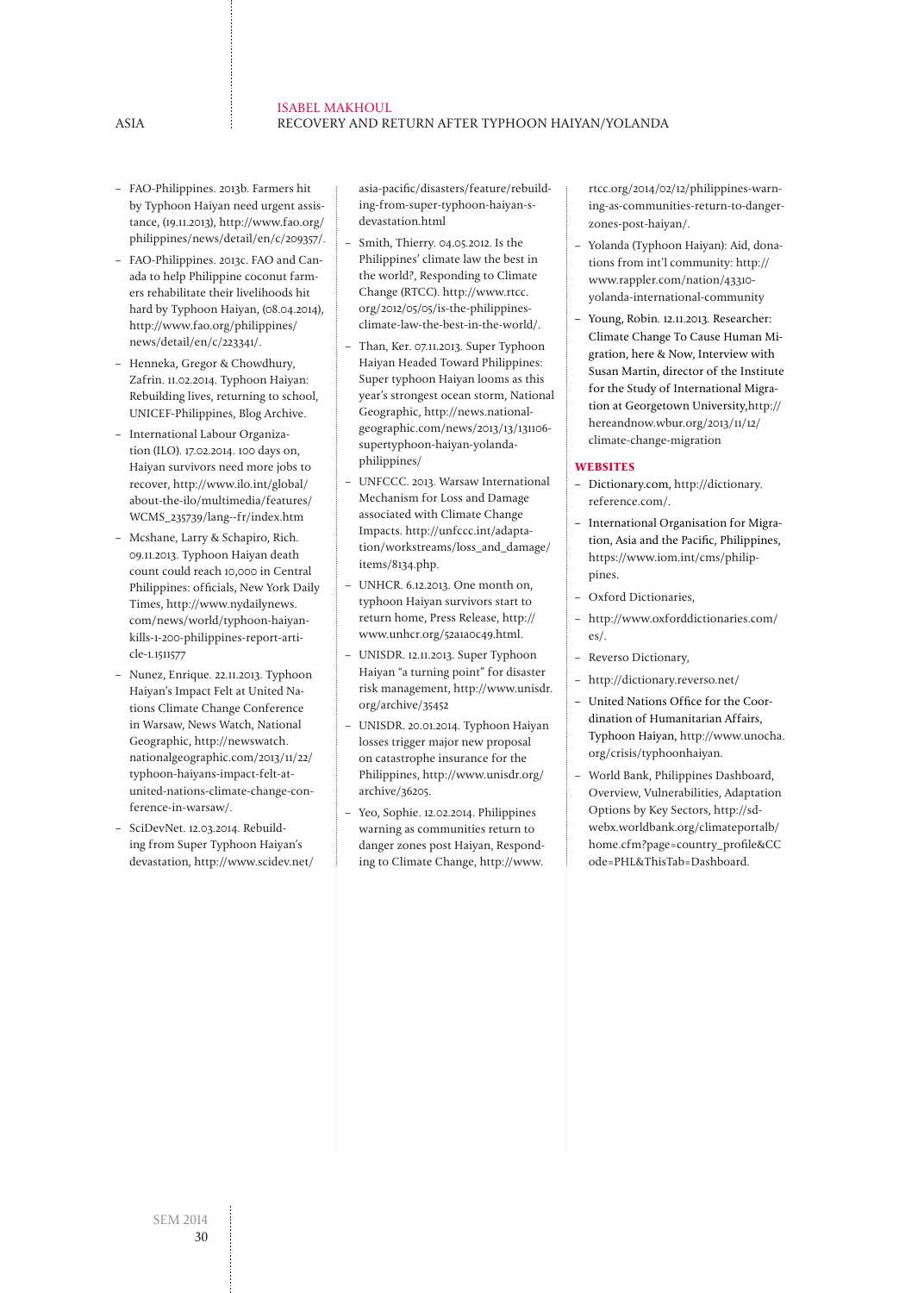- FAO-Philippines. 2013b. Farmers hit by Typhoon Haiyan need urgent assistance, (19.11.2013), http://www.fao.org/philippines/news/detail/en/c/209357/.
- FAO-Philippines. 2013c. FAO and Canada to help Philippine coconut farmers rehabilitate their livelihoods hit hard by Typhoon Haiyan, (08.04.2014), http://www.fao.org/philippines/news/detail/en/c/223341/.
- Henneka, Gregor & Chowdhury, Zafrin. 11.02.2014. Typhoon Haiyan: Rebuilding lives, returning to school, UNICEF-Philippines, Blog Archive.
- International Labour Organization (ILO). 17.02.2014. 100 days on, Haiyan survivors need more jobs to recover, http://www.ilo.int/global/about-the-ilo/multimedia/features/WCMS_235739/lang--fr/index.htm
- Mcshane, Larry & Schapiro, Rich. 09.11.2013. Typhoon Haiyan death count could reach 10,000 in Central Philippines: officials, New York Daily Times, http://www.nydailynews.com/news/world/typhoon-haiyan-kills-1-200-philippines-report-article-1.1511577
- Nunez, Enrique. 22.11.2013. Typhoon Haiyan's Impact Felt at United Nations Climate Change Conference in Warsaw, News Watch, National Geographic, http://newswatch.nationalgeographic.com/2013/11/22/typhoon-haiyans-impact-felt-at-united-nations-climate-change-conference-in-warsaw/.
- SciDevNet. 12.03.2014. Rebuilding from Super Typhoon Haiyan's devastation, http://www.scidev.net/asia-pacific/disasters/feature/rebuilding-from-super-typhoon-haiyan-s-devastation.html
- Smith, Thierry. 04.05.2012. Is the Philippines' climate law the best in the world?, Responding to Climate Change (RTCC). http://www.rtcc.org/2012/05/05/is-the-philippines-climate-law-the-best-in-the-world/.
- Than, Ker. 07.11.2013. Super Typhoon Haiyan Headed Toward Philippines: Super typhoon Haiyan looms as this year's strongest ocean storm, National Geographic, http://news.nationalgeographic.com/news/2013/13/131106-supertyphoon-haiyan-yolanda-philippines/
- UNFCCC. 2013. Warsaw International Mechanism for Loss and Damage associated with Climate Change Impacts. http://unfccc.int/adaptation/workstreams/loss_and_damage/items/8134.php.
- UNHCR. 6.12.2013. One month on, typhoon Haiyan survivors start to return home, Press Release, http://www.unhcr.org/52a1a0c49.html.
- UNISDR. 12.11.2013. Super Typhoon Haiyan "a turning point" for disaster risk management, http://www.unisdr.org/archive/35452
- UNISDR. 20.01.2014. Typhoon Haiyan losses trigger major new proposal on catastrophe insurance for the Philippines, http://www.unisdr.org/archive/36205.
- Yeo, Sophie. 12.02.2014. Philippines warning as communities return to danger zones post Haiyan, Responding to Climate Change, http://www.rtcc.org/2014/02/12/philippines-warning-as-communities-return-to-danger-zones-post-haiyan/.
- Yolanda (Typhoon Haiyan): Aid, donations from int'l community: http://www.rappler.com/nation/43310-yolanda-international-community
- Young, Robin. 12.11.2013. Researcher: Climate Change To Cause Human Migration, here & Now, Interview with Susan Martin, director of the Institute for the Study of International Migration at Georgetown University,http://hereandnow.wbur.org/2013/11/12/climate-change-migration

## WEBSITES

- Dictionary.com, http://dictionary.reference.com/.
- International Organisation for Migration, Asia and the Pacific, Philippines, https://www.iom.int/cms/philippines.
- Oxford Dictionaries,
- http://www.oxforddictionaries.com/es/.
- Reverso Dictionary,
- http://dictionary.reverso.net/
- United Nations Office for the Coordination of Humanitarian Affairs, Typhoon Haiyan, http://www.unocha.org/crisis/typhoonhaiyan.
- World Bank, Philippines Dashboard, Overview, Vulnerabilities, Adaptation Options by Key Sectors, http://sdwebx.worldbank.org/climateportalb/home.cfm?page=country_profile&CCode=PHL&ThisTab=Dashboard.